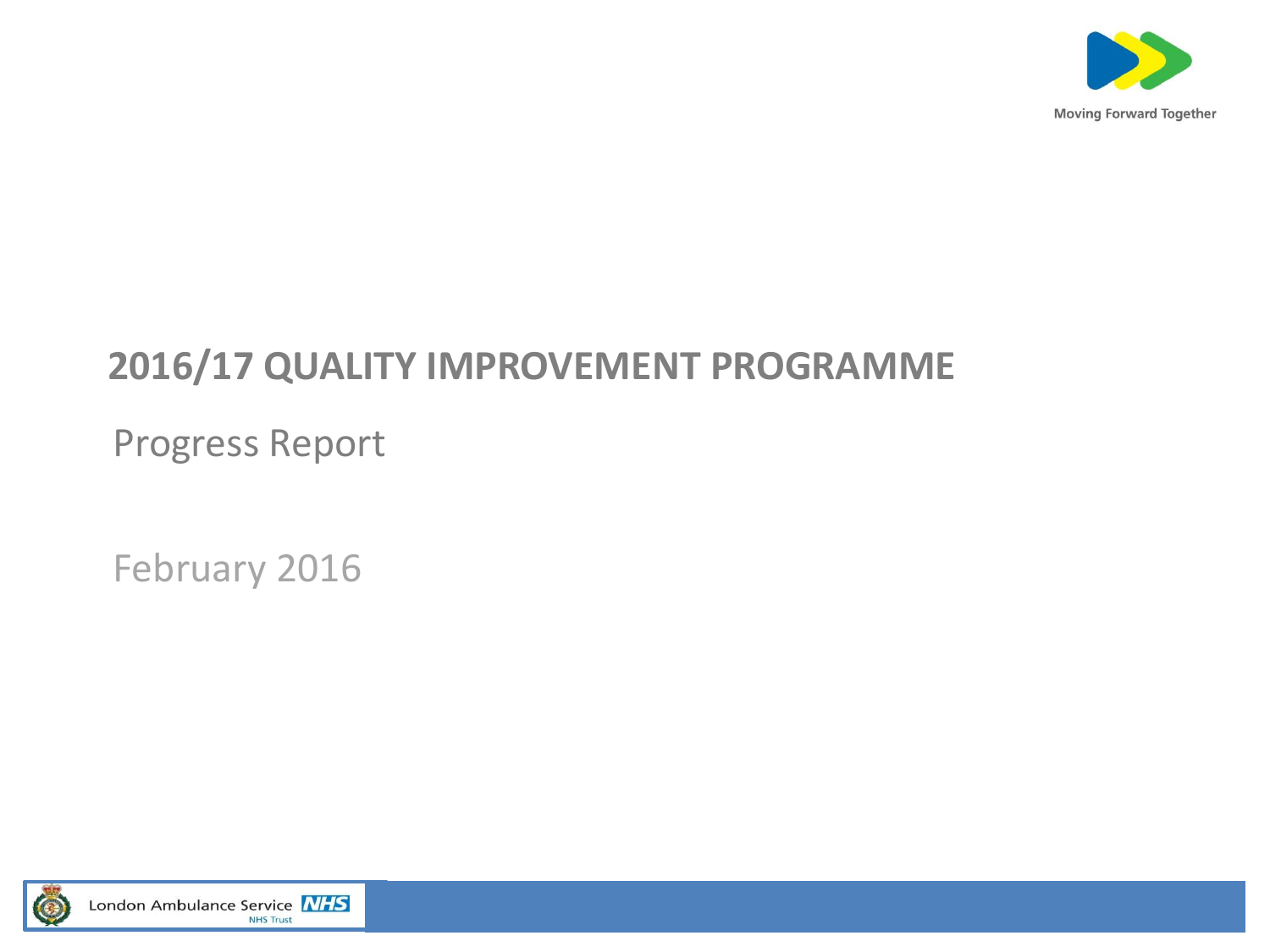Moving Forward Together

# 2016/17 QUALITY IMPROVEMENT PROGRAMME

Progress Report

February 2016

London Ambulance Service NHS Trust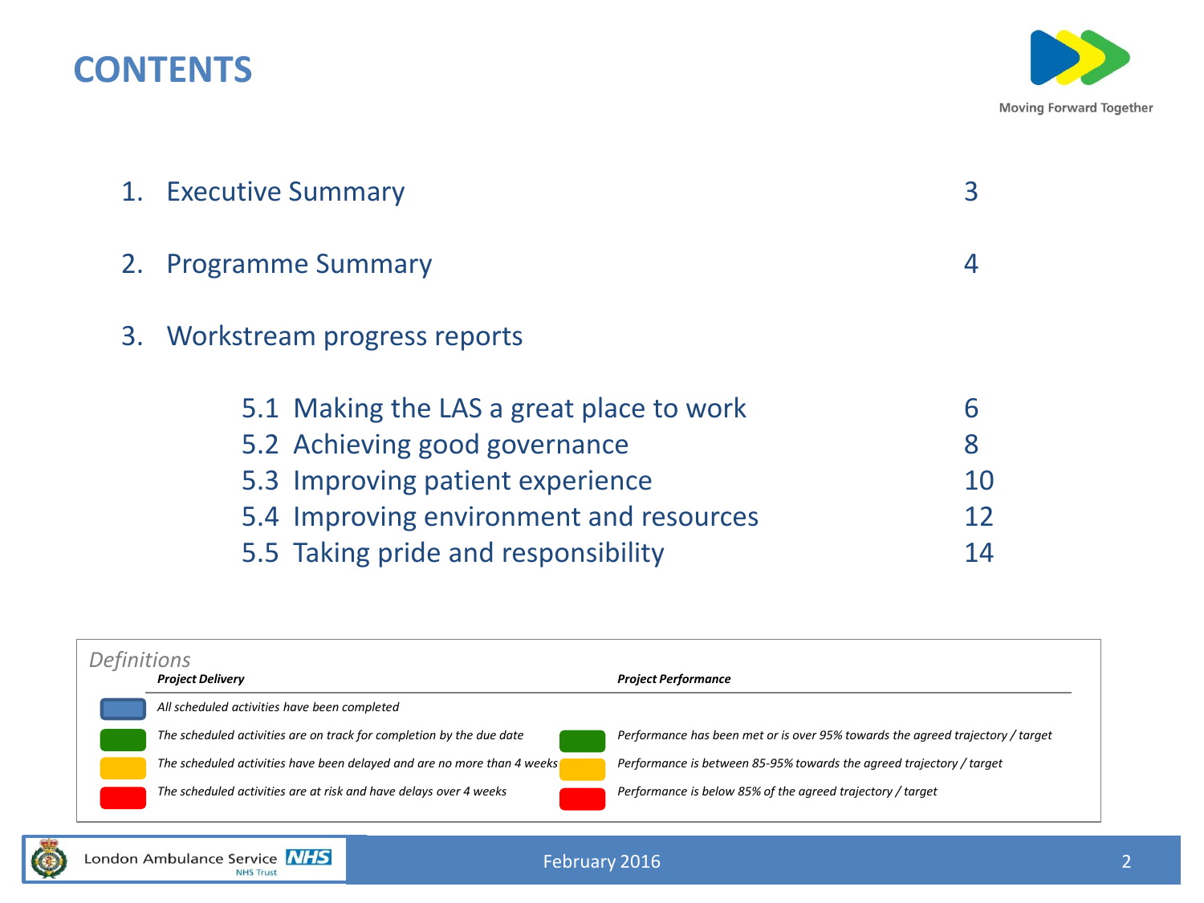# CONTENTS

Moving Forward Together

| | | |
|---|---|---|
| 1. | Executive Summary | 3 |
| 2. | Programme Summary | 4 |
| 3. | Workstream progress reports | |
| | 5.1 Making the LAS a great place to work | 6 |
| | 5.2 Achieving good governance | 8 |
| | 5.3 Improving patient experience | 10 |
| | 5.4 Improving environment and resources | 12 |
| | 5.5 Taking pride and responsibility | 14 |

*Definitions*

| Colour | ***Project Delivery*** | Colour | ***Project Performance*** |
|---|---|---|---|
| Blue | *All scheduled activities have been completed* | | |
| Green | *The scheduled activities are on track for completion by the due date* | Green | *Performance has been met or is over 95% towards the agreed trajectory / target* |
| Amber | *The scheduled activities have been delayed and are no more than 4 weeks* | Amber | *Performance is between 85-95% towards the agreed trajectory / target* |
| Red | *The scheduled activities are at risk and have delays over 4 weeks* | Red | *Performance is below 85% of the agreed trajectory / target* |

London Ambulance Service NHS Trust

February 2016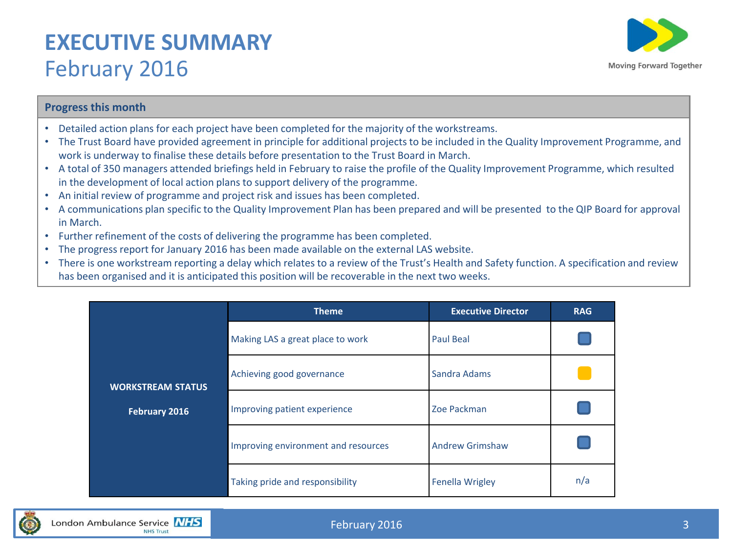# EXECUTIVE SUMMARY
## February 2016

Moving Forward Together

### Progress this month

- Detailed action plans for each project have been completed for the majority of the workstreams.
- The Trust Board have provided agreement in principle for additional projects to be included in the Quality Improvement Programme, and work is underway to finalise these details before presentation to the Trust Board in March.
- A total of 350 managers attended briefings held in February to raise the profile of the Quality Improvement Programme, which resulted in the development of local action plans to support delivery of the programme.
- An initial review of programme and project risk and issues has been completed.
- A communications plan specific to the Quality Improvement Plan has been prepared and will be presented to the QIP Board for approval in March.
- Further refinement of the costs of delivering the programme has been completed.
- The progress report for January 2016 has been made available on the external LAS website.
- There is one workstream reporting a delay which relates to a review of the Trust's Health and Safety function. A specification and review has been organised and it is anticipated this position will be recoverable in the next two weeks.

| WORKSTREAM STATUS February 2016 | Theme | Executive Director | RAG |
|---|---|---|---|
| | Making LAS a great place to work | Paul Beal | Blue |
| | Achieving good governance | Sandra Adams | Amber |
| | Improving patient experience | Zoe Packman | Blue |
| | Improving environment and resources | Andrew Grimshaw | Blue |
| | Taking pride and responsibility | Fenella Wrigley | n/a |

London Ambulance Service NHS Trust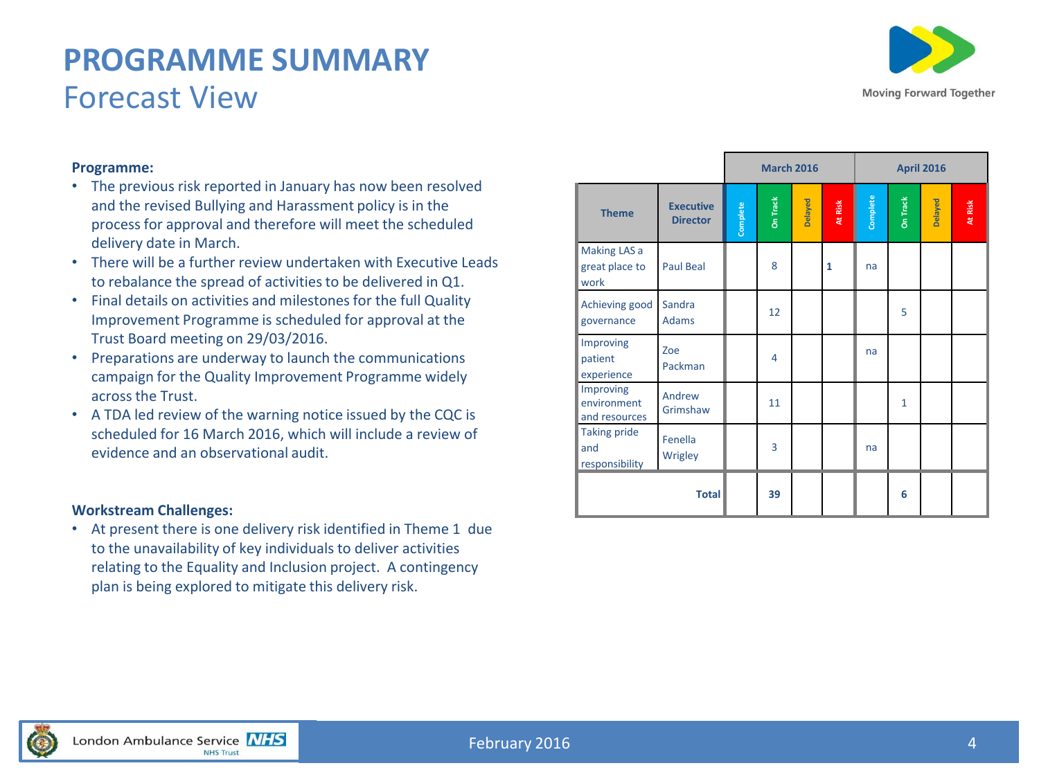# PROGRAMME SUMMARY

## Forecast View

**Programme:**

- The previous risk reported in January has now been resolved and the revised Bullying and Harassment policy is in the process for approval and therefore will meet the scheduled delivery date in March.
- There will be a further review undertaken with Executive Leads to rebalance the spread of activities to be delivered in Q1.
- Final details on activities and milestones for the full Quality Improvement Programme is scheduled for approval at the Trust Board meeting on 29/03/2016.
- Preparations are underway to launch the communications campaign for the Quality Improvement Programme widely across the Trust.
- A TDA led review of the warning notice issued by the CQC is scheduled for 16 March 2016, which will include a review of evidence and an observational audit.

**Workstream Challenges:**

- At present there is one delivery risk identified in Theme 1 due to the unavailability of key individuals to deliver activities relating to the Equality and Inclusion project. A contingency plan is being explored to mitigate this delivery risk.

| | | March 2016 | | | | April 2016 | | | |
|---|---|---|---|---|---|---|---|---|---|
| Theme | Executive Director | Complete | On Track | Delayed | At Risk | Complete | On Track | Delayed | At Risk |
| Making LAS a great place to work | Paul Beal | | 8 | | 1 | na | | | |
| Achieving good governance | Sandra Adams | | 12 | | | | 5 | | |
| Improving patient experience | Zoe Packman | | 4 | | | na | | | |
| Improving environment and resources | Andrew Grimshaw | | 11 | | | | 1 | | |
| Taking pride and responsibility | Fenella Wrigley | | 3 | | | na | | | |
| | Total | | 39 | | | | 6 | | |

February 2016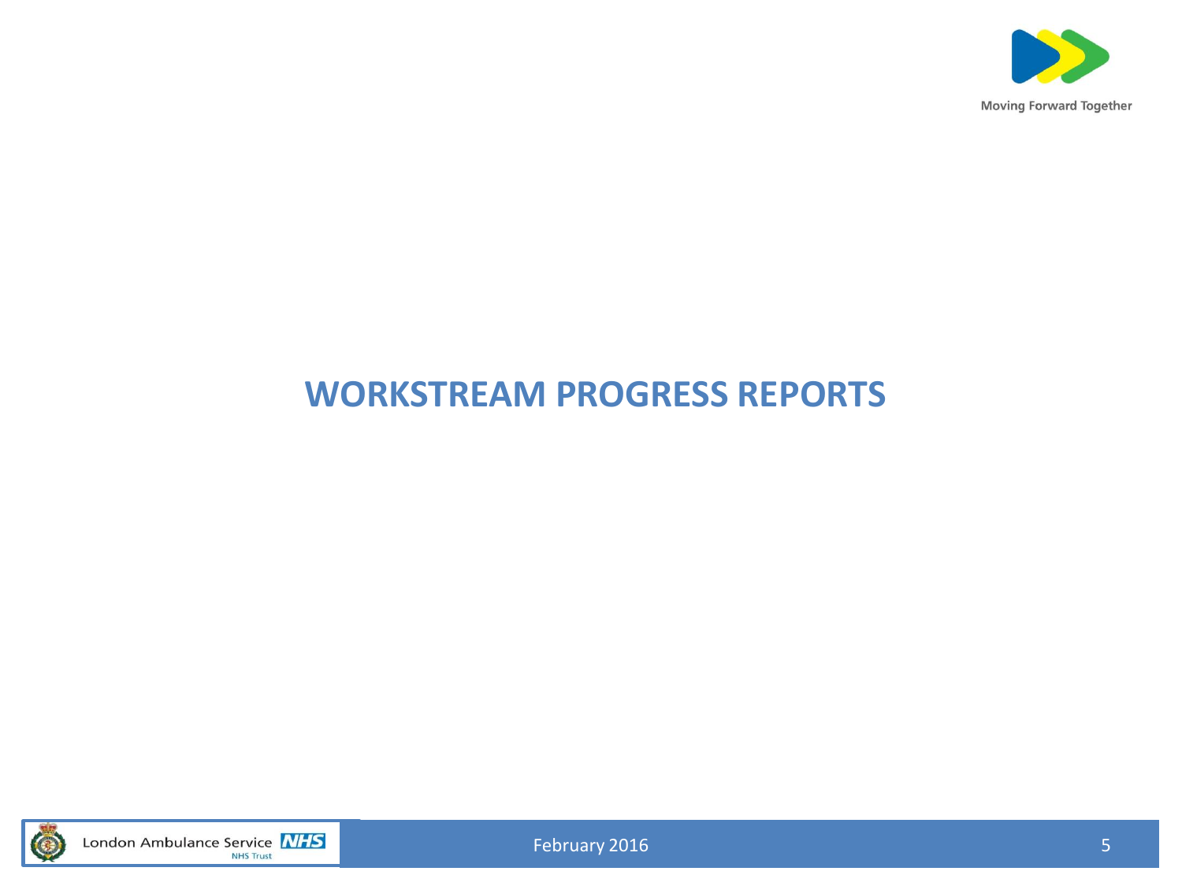# WORKSTREAM PROGRESS REPORTS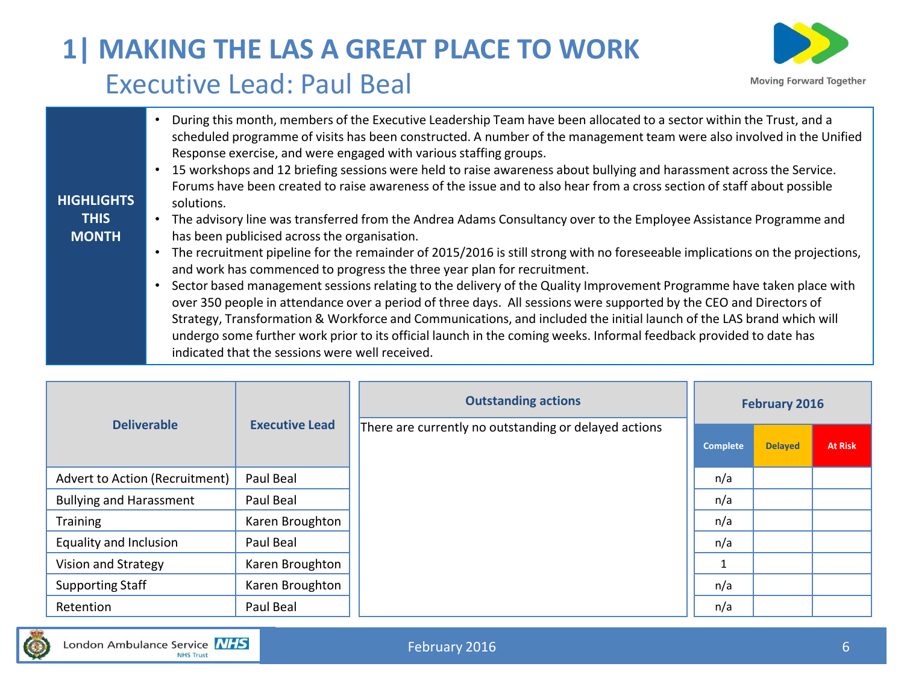# 1| MAKING THE LAS A GREAT PLACE TO WORK

## Executive Lead: Paul Beal

Moving Forward Together

**HIGHLIGHTS THIS MONTH**

- During this month, members of the Executive Leadership Team have been allocated to a sector within the Trust, and a scheduled programme of visits has been constructed. A number of the management team were also involved in the Unified Response exercise, and were engaged with various staffing groups.
- 15 workshops and 12 briefing sessions were held to raise awareness about bullying and harassment across the Service. Forums have been created to raise awareness of the issue and to also hear from a cross section of staff about possible solutions.
- The advisory line was transferred from the Andrea Adams Consultancy over to the Employee Assistance Programme and has been publicised across the organisation.
- The recruitment pipeline for the remainder of 2015/2016 is still strong with no foreseeable implications on the projections, and work has commenced to progress the three year plan for recruitment.
- Sector based management sessions relating to the delivery of the Quality Improvement Programme have taken place with over 350 people in attendance over a period of three days. All sessions were supported by the CEO and Directors of Strategy, Transformation & Workforce and Communications, and included the initial launch of the LAS brand which will undergo some further work prior to its official launch in the coming weeks. Informal feedback provided to date has indicated that the sessions were well received.

| Deliverable | Executive Lead |
|---|---|
| Advert to Action (Recruitment) | Paul Beal |
| Bullying and Harassment | Paul Beal |
| Training | Karen Broughton |
| Equality and Inclusion | Paul Beal |
| Vision and Strategy | Karen Broughton |
| Supporting Staff | Karen Broughton |
| Retention | Paul Beal |

**Outstanding actions**

There are currently no outstanding or delayed actions

| February 2016 | | |
|---|---|---|
| Complete | Delayed | At Risk |
| n/a | | |
| n/a | | |
| n/a | | |
| n/a | | |
| 1 | | |
| n/a | | |
| n/a | | |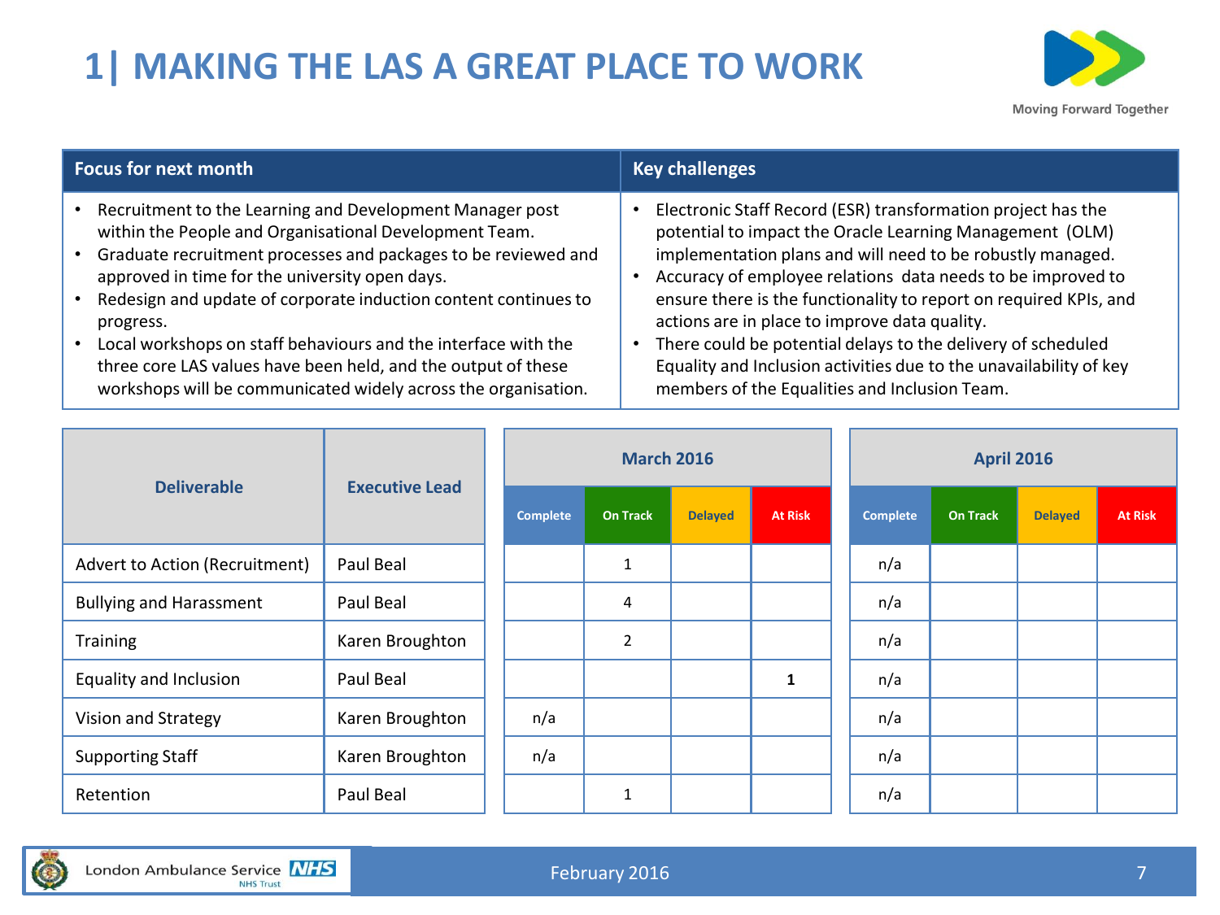# 1| MAKING THE LAS A GREAT PLACE TO WORK

| Focus for next month | Key challenges |
|---|---|
| • Recruitment to the Learning and Development Manager post within the People and Organisational Development Team.<br>• Graduate recruitment processes and packages to be reviewed and approved in time for the university open days.<br>• Redesign and update of corporate induction content continues to progress.<br>• Local workshops on staff behaviours and the interface with the three core LAS values have been held, and the output of these workshops will be communicated widely across the organisation. | • Electronic Staff Record (ESR) transformation project has the potential to impact the Oracle Learning Management (OLM) implementation plans and will need to be robustly managed.<br>• Accuracy of employee relations data needs to be improved to ensure there is the functionality to report on required KPIs, and actions are in place to improve data quality.<br>• There could be potential delays to the delivery of scheduled Equality and Inclusion activities due to the unavailability of key members of the Equalities and Inclusion Team. |

| Deliverable | Executive Lead | March 2016 | | | | April 2016 | | | |
|---|---|---|---|---|---|---|---|---|---|
| | | Complete | On Track | Delayed | At Risk | Complete | On Track | Delayed | At Risk |
| Advert to Action (Recruitment) | Paul Beal | | 1 | | | n/a | | | |
| Bullying and Harassment | Paul Beal | | 4 | | | n/a | | | |
| Training | Karen Broughton | | 2 | | | n/a | | | |
| Equality and Inclusion | Paul Beal | | | | **1** | n/a | | | |
| Vision and Strategy | Karen Broughton | n/a | | | | n/a | | | |
| Supporting Staff | Karen Broughton | n/a | | | | n/a | | | |
| Retention | Paul Beal | | 1 | | | n/a | | | |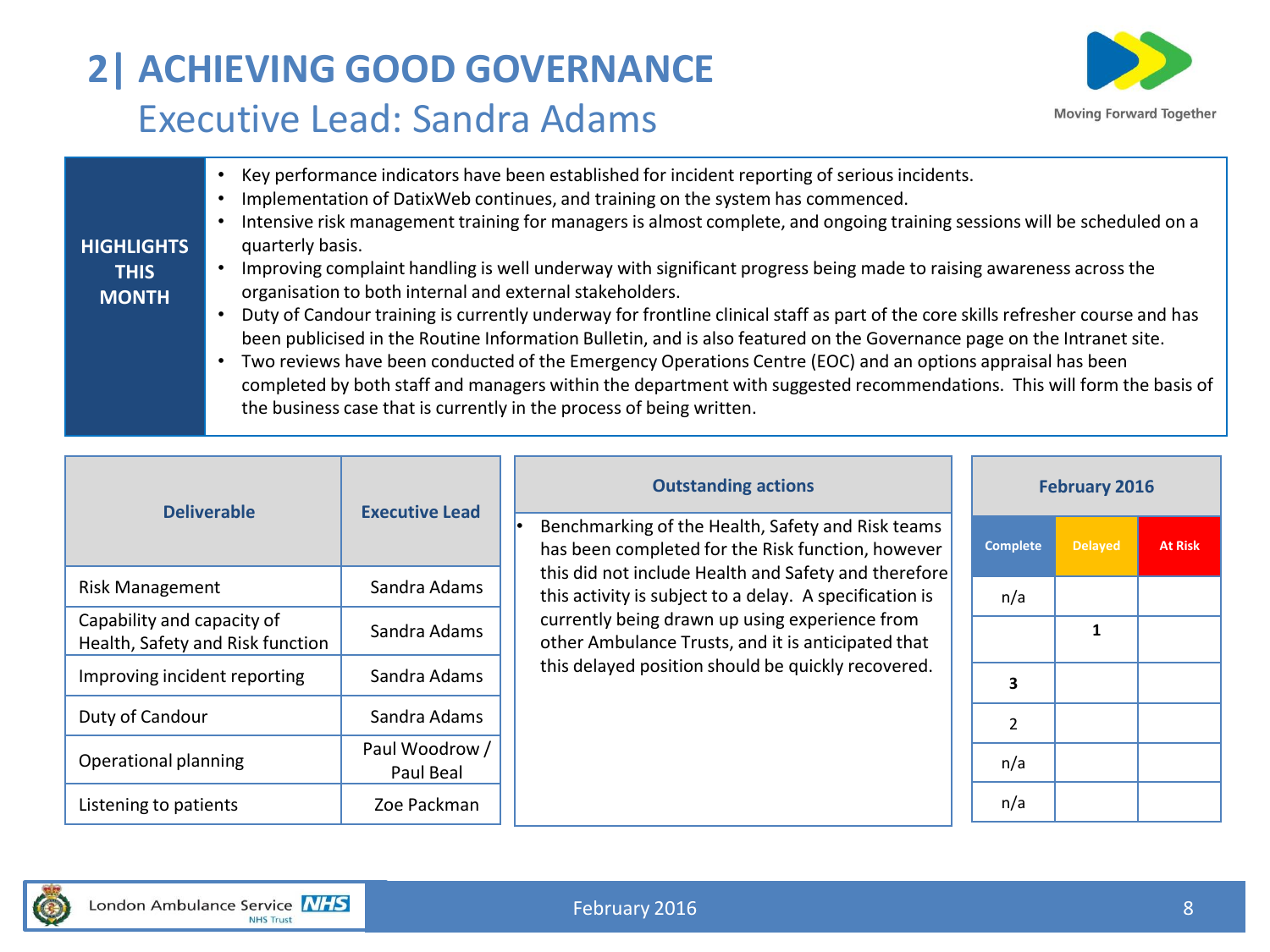# 2| ACHIEVING GOOD GOVERNANCE

## Executive Lead: Sandra Adams

**HIGHLIGHTS THIS MONTH**

- Key performance indicators have been established for incident reporting of serious incidents.
- Implementation of DatixWeb continues, and training on the system has commenced.
- Intensive risk management training for managers is almost complete, and ongoing training sessions will be scheduled on a quarterly basis.
- Improving complaint handling is well underway with significant progress being made to raising awareness across the organisation to both internal and external stakeholders.
- Duty of Candour training is currently underway for frontline clinical staff as part of the core skills refresher course and has been publicised in the Routine Information Bulletin, and is also featured on the Governance page on the Intranet site.
- Two reviews have been conducted of the Emergency Operations Centre (EOC) and an options appraisal has been completed by both staff and managers within the department with suggested recommendations. This will form the basis of the business case that is currently in the process of being written.

| Deliverable | Executive Lead | February 2016 | | |
|---|---|---|---|---|
| | | Complete | Delayed | At Risk |
| Risk Management | Sandra Adams | n/a | | |
| Capability and capacity of Health, Safety and Risk function | Sandra Adams | | 1 | |
| Improving incident reporting | Sandra Adams | 3 | | |
| Duty of Candour | Sandra Adams | 2 | | |
| Operational planning | Paul Woodrow / Paul Beal | n/a | | |
| Listening to patients | Zoe Packman | n/a | | |

**Outstanding actions**

- Benchmarking of the Health, Safety and Risk teams has been completed for the Risk function, however this did not include Health and Safety and therefore this activity is subject to a delay. A specification is currently being drawn up using experience from other Ambulance Trusts, and it is anticipated that this delayed position should be quickly recovered.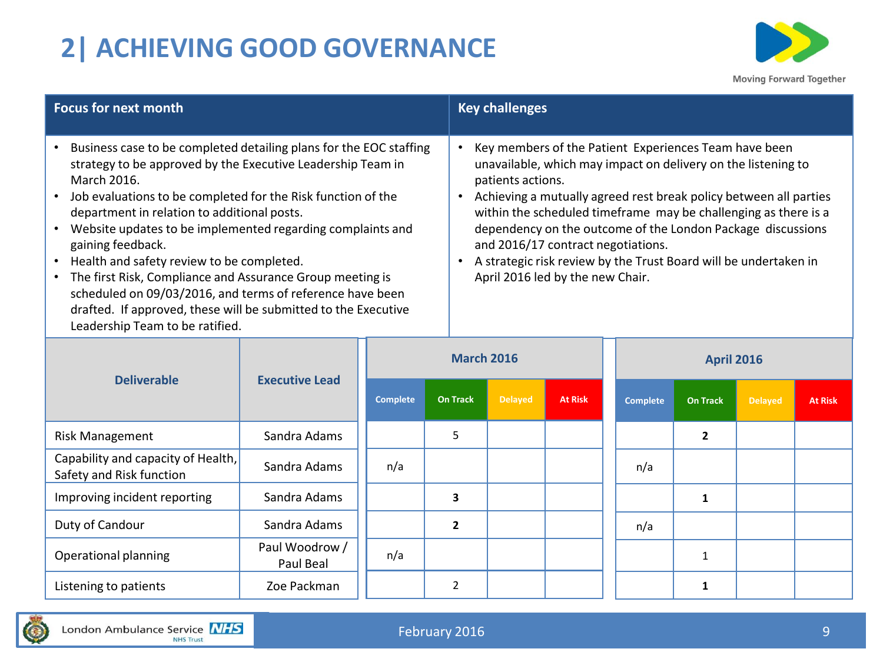# 2| ACHIEVING GOOD GOVERNANCE

| Focus for next month | Key challenges |
|---|---|
| • Business case to be completed detailing plans for the EOC staffing strategy to be approved by the Executive Leadership Team in March 2016.<br>• Job evaluations to be completed for the Risk function of the department in relation to additional posts.<br>• Website updates to be implemented regarding complaints and gaining feedback.<br>• Health and safety review to be completed.<br>• The first Risk, Compliance and Assurance Group meeting is scheduled on 09/03/2016, and terms of reference have been drafted. If approved, these will be submitted to the Executive Leadership Team to be ratified. | • Key members of the Patient Experiences Team have been unavailable, which may impact on delivery on the listening to patients actions.<br>• Achieving a mutually agreed rest break policy between all parties within the scheduled timeframe may be challenging as there is a dependency on the outcome of the London Package discussions and 2016/17 contract negotiations.<br>• A strategic risk review by the Trust Board will be undertaken in April 2016 led by the new Chair. |

| Deliverable | Executive Lead | March 2016 | | | | April 2016 | | | |
|---|---|---|---|---|---|---|---|---|---|
| | | Complete | On Track | Delayed | At Risk | Complete | On Track | Delayed | At Risk |
| Risk Management | Sandra Adams | | 5 | | | | **2** | | |
| Capability and capacity of Health, Safety and Risk function | Sandra Adams | n/a | | | | n/a | | | |
| Improving incident reporting | Sandra Adams | | **3** | | | | **1** | | |
| Duty of Candour | Sandra Adams | | **2** | | | n/a | | | |
| Operational planning | Paul Woodrow / Paul Beal | n/a | | | | | 1 | | |
| Listening to patients | Zoe Packman | | 2 | | | | **1** | | |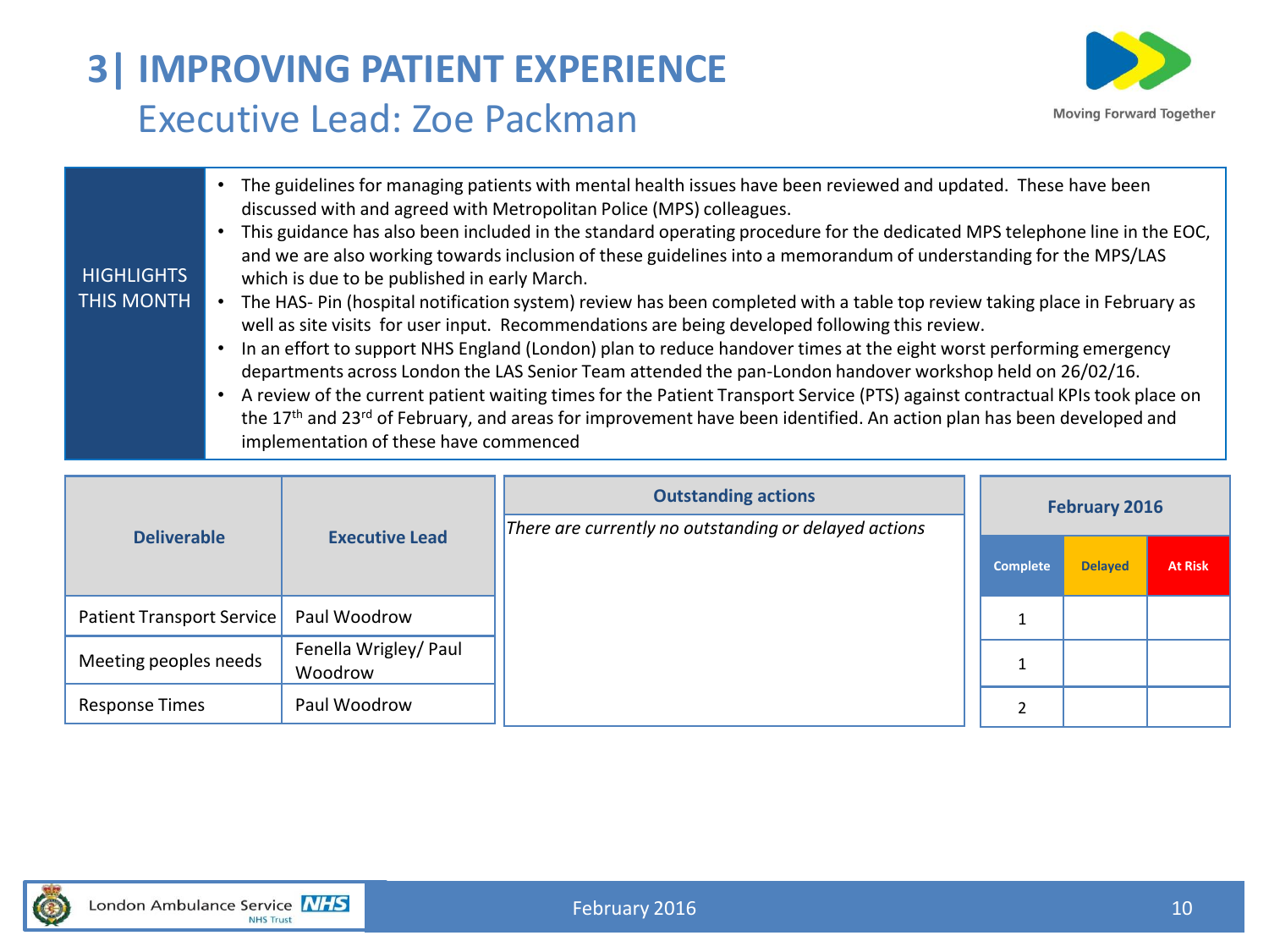# 3| IMPROVING PATIENT EXPERIENCE

## Executive Lead: Zoe Packman

**HIGHLIGHTS THIS MONTH**

- The guidelines for managing patients with mental health issues have been reviewed and updated. These have been discussed with and agreed with Metropolitan Police (MPS) colleagues.
- This guidance has also been included in the standard operating procedure for the dedicated MPS telephone line in the EOC, and we are also working towards inclusion of these guidelines into a memorandum of understanding for the MPS/LAS which is due to be published in early March.
- The HAS- Pin (hospital notification system) review has been completed with a table top review taking place in February as well as site visits for user input. Recommendations are being developed following this review.
- In an effort to support NHS England (London) plan to reduce handover times at the eight worst performing emergency departments across London the LAS Senior Team attended the pan-London handover workshop held on 26/02/16.
- A review of the current patient waiting times for the Patient Transport Service (PTS) against contractual KPIs took place on the 17th and 23rd of February, and areas for improvement have been identified. An action plan has been developed and implementation of these have commenced

| Deliverable | Executive Lead |
|---|---|
| Patient Transport Service | Paul Woodrow |
| Meeting peoples needs | Fenella Wrigley/ Paul Woodrow |
| Response Times | Paul Woodrow |

| Outstanding actions |
|---|
| *There are currently no outstanding or delayed actions* |

| February 2016 | | |
|---|---|---|
| Complete | Delayed | At Risk |
| 1 | | |
| 1 | | |
| 2 | | |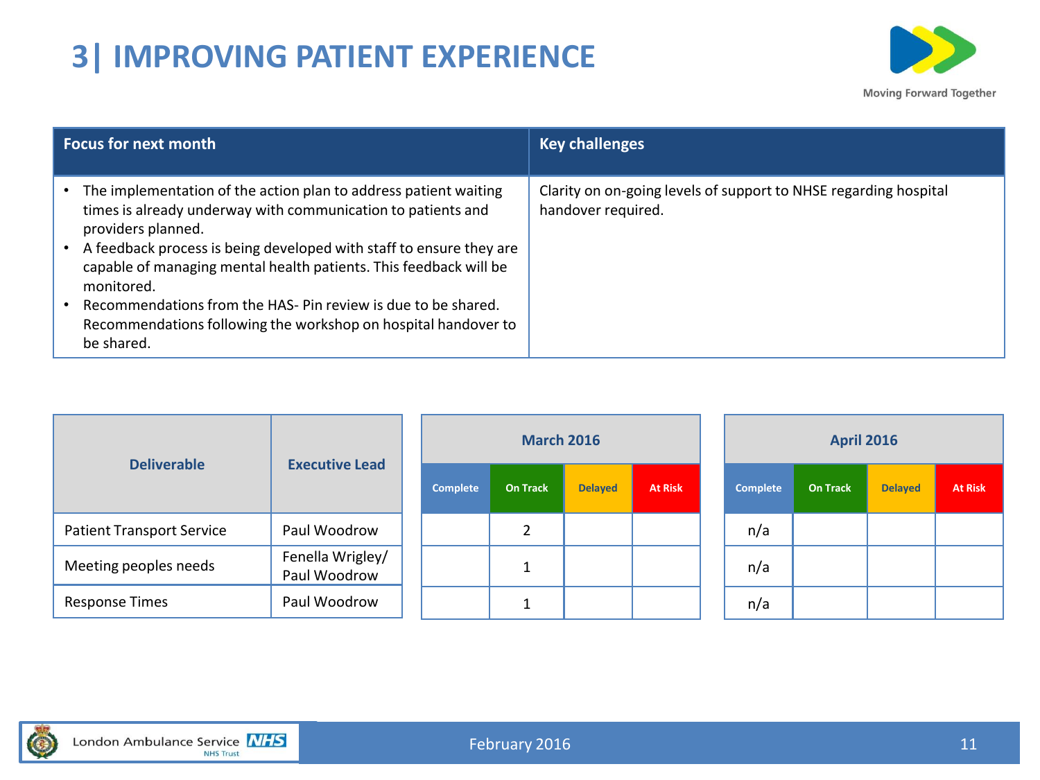# 3| IMPROVING PATIENT EXPERIENCE

| Focus for next month | Key challenges |
|---|---|
| • The implementation of the action plan to address patient waiting times is already underway with communication to patients and providers planned.<br>• A feedback process is being developed with staff to ensure they are capable of managing mental health patients. This feedback will be monitored.<br>• Recommendations from the HAS- Pin review is due to be shared. Recommendations following the workshop on hospital handover to be shared. | Clarity on on-going levels of support to NHSE regarding hospital handover required. |

| Deliverable | Executive Lead | March 2016 | | | | April 2016 | | | |
|---|---|---|---|---|---|---|---|---|---|
| | | Complete | On Track | Delayed | At Risk | Complete | On Track | Delayed | At Risk |
| Patient Transport Service | Paul Woodrow | | 2 | | | n/a | | | |
| Meeting peoples needs | Fenella Wrigley/ Paul Woodrow | | 1 | | | n/a | | | |
| Response Times | Paul Woodrow | | 1 | | | n/a | | | |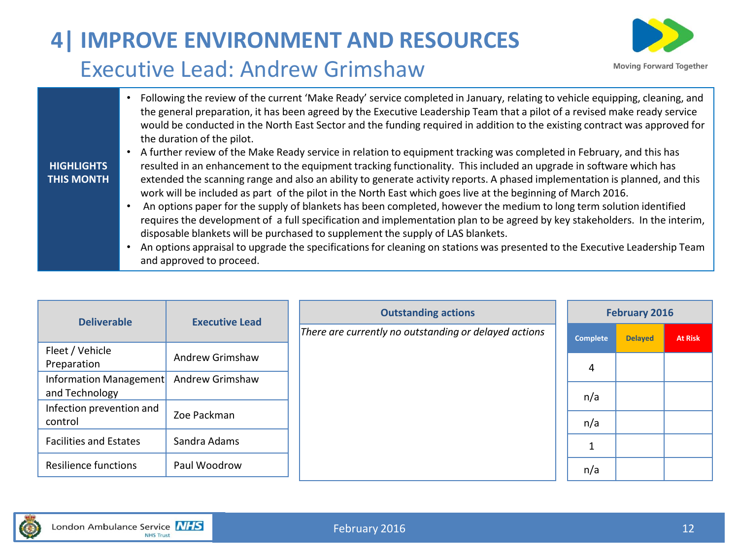# 4| IMPROVE ENVIRONMENT AND RESOURCES

## Executive Lead: Andrew Grimshaw

Moving Forward Together

**HIGHLIGHTS THIS MONTH**

- Following the review of the current 'Make Ready' service completed in January, relating to vehicle equipping, cleaning, and the general preparation, it has been agreed by the Executive Leadership Team that a pilot of a revised make ready service would be conducted in the North East Sector and the funding required in addition to the existing contract was approved for the duration of the pilot.
- A further review of the Make Ready service in relation to equipment tracking was completed in February, and this has resulted in an enhancement to the equipment tracking functionality. This included an upgrade in software which has extended the scanning range and also an ability to generate activity reports. A phased implementation is planned, and this work will be included as part of the pilot in the North East which goes live at the beginning of March 2016.
- An options paper for the supply of blankets has been completed, however the medium to long term solution identified requires the development of a full specification and implementation plan to be agreed by key stakeholders. In the interim, disposable blankets will be purchased to supplement the supply of LAS blankets.
- An options appraisal to upgrade the specifications for cleaning on stations was presented to the Executive Leadership Team and approved to proceed.

| Deliverable | Executive Lead | February 2016 Complete | Delayed | At Risk |
|---|---|---|---|---|
| Fleet / Vehicle Preparation | Andrew Grimshaw | 4 | | |
| Information Management and Technology | Andrew Grimshaw | n/a | | |
| Infection prevention and control | Zoe Packman | n/a | | |
| Facilities and Estates | Sandra Adams | 1 | | |
| Resilience functions | Paul Woodrow | n/a | | |

**Outstanding actions**

*There are currently no outstanding or delayed actions*

London Ambulance Service NHS Trust

February 2016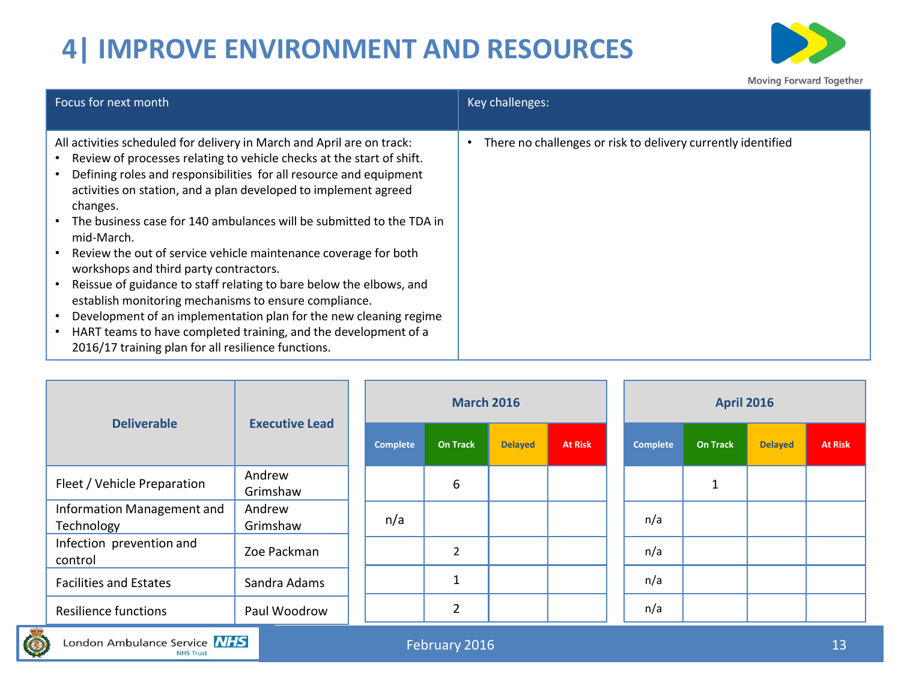# 4| IMPROVE ENVIRONMENT AND RESOURCES

| Focus for next month | Key challenges: |
|---|---|
| All activities scheduled for delivery in March and April are on track:<br>• Review of processes relating to vehicle checks at the start of shift.<br>• Defining roles and responsibilities for all resource and equipment activities on station, and a plan developed to implement agreed changes.<br>• The business case for 140 ambulances will be submitted to the TDA in mid-March.<br>• Review the out of service vehicle maintenance coverage for both workshops and third party contractors.<br>• Reissue of guidance to staff relating to bare below the elbows, and establish monitoring mechanisms to ensure compliance.<br>• Development of an implementation plan for the new cleaning regime<br>• HART teams to have completed training, and the development of a 2016/17 training plan for all resilience functions. | • There no challenges or risk to delivery currently identified |

| Deliverable | Executive Lead | March 2016 | | | | April 2016 | | | |
|---|---|---|---|---|---|---|---|---|---|
| | | Complete | On Track | Delayed | At Risk | Complete | On Track | Delayed | At Risk |
| Fleet / Vehicle Preparation | Andrew Grimshaw | | 6 | | | | 1 | | |
| Information Management and Technology | Andrew Grimshaw | n/a | | | | n/a | | | |
| Infection prevention and control | Zoe Packman | | 2 | | | n/a | | | |
| Facilities and Estates | Sandra Adams | | 1 | | | n/a | | | |
| Resilience functions | Paul Woodrow | | 2 | | | n/a | | | |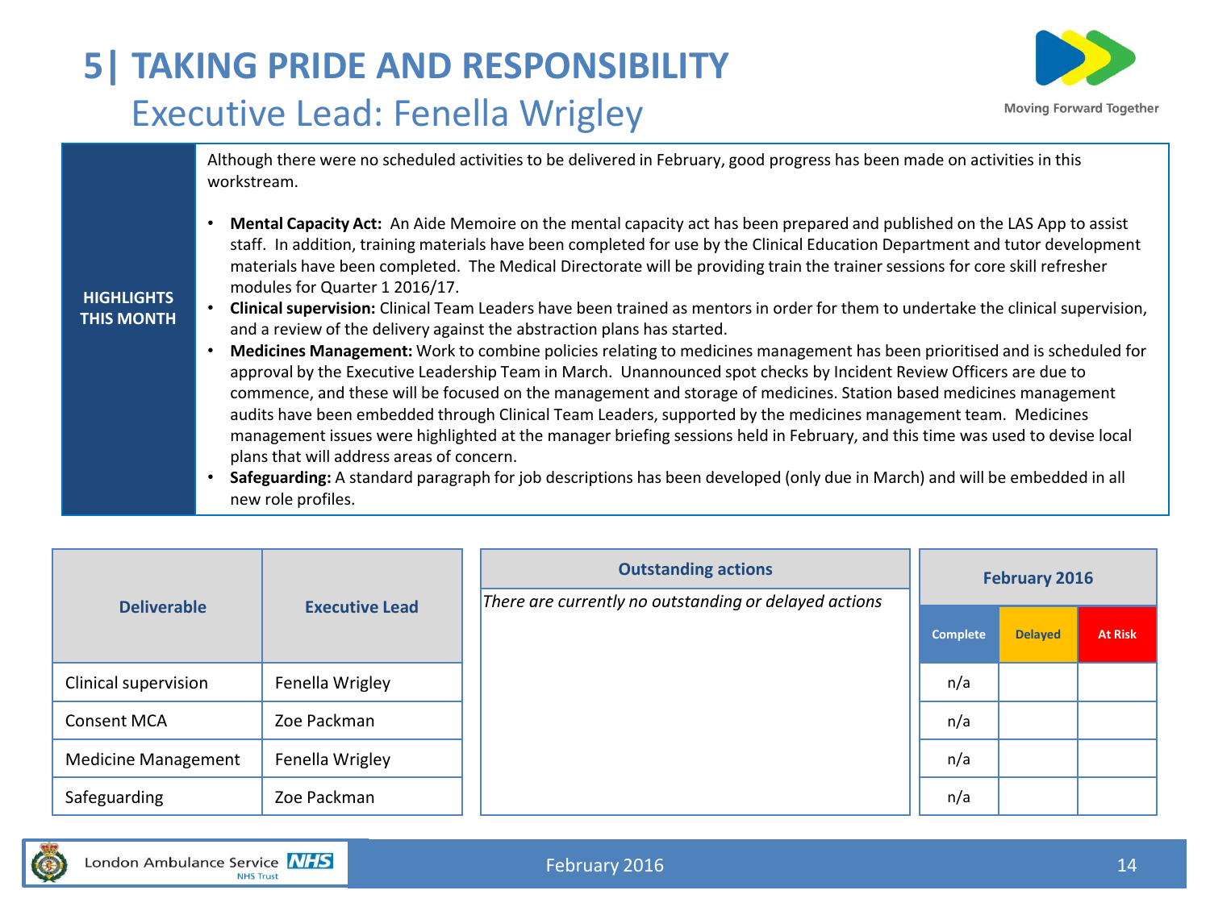# 5| TAKING PRIDE AND RESPONSIBILITY

## Executive Lead: Fenella Wrigley

**HIGHLIGHTS THIS MONTH**

Although there were no scheduled activities to be delivered in February, good progress has been made on activities in this workstream.

- **Mental Capacity Act:** An Aide Memoire on the mental capacity act has been prepared and published on the LAS App to assist staff. In addition, training materials have been completed for use by the Clinical Education Department and tutor development materials have been completed. The Medical Directorate will be providing train the trainer sessions for core skill refresher modules for Quarter 1 2016/17.
- **Clinical supervision:** Clinical Team Leaders have been trained as mentors in order for them to undertake the clinical supervision, and a review of the delivery against the abstraction plans has started.
- **Medicines Management:** Work to combine policies relating to medicines management has been prioritised and is scheduled for approval by the Executive Leadership Team in March. Unannounced spot checks by Incident Review Officers are due to commence, and these will be focused on the management and storage of medicines. Station based medicines management audits have been embedded through Clinical Team Leaders, supported by the medicines management team. Medicines management issues were highlighted at the manager briefing sessions held in February, and this time was used to devise local plans that will address areas of concern.
- **Safeguarding:** A standard paragraph for job descriptions has been developed (only due in March) and will be embedded in all new role profiles.

| Deliverable | Executive Lead |
|---|---|
| Clinical supervision | Fenella Wrigley |
| Consent MCA | Zoe Packman |
| Medicine Management | Fenella Wrigley |
| Safeguarding | Zoe Packman |

| Outstanding actions |
|---|
| *There are currently no outstanding or delayed actions* |

| February 2016 | | |
|---|---|---|
| Complete | Delayed | At Risk |
| n/a | | |
| n/a | | |
| n/a | | |
| n/a | | |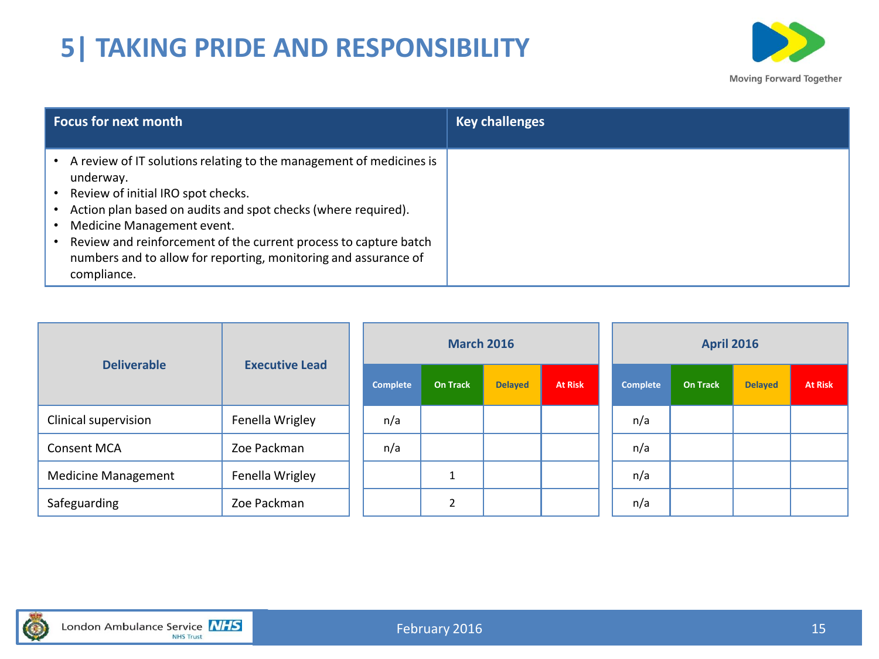# 5| TAKING PRIDE AND RESPONSIBILITY

| Focus for next month | Key challenges |
|---|---|
| • A review of IT solutions relating to the management of medicines is underway.<br>• Review of initial IRO spot checks.<br>• Action plan based on audits and spot checks (where required).<br>• Medicine Management event.<br>• Review and reinforcement of the current process to capture batch numbers and to allow for reporting, monitoring and assurance of compliance. | |

| Deliverable | Executive Lead | March 2016 | | | | April 2016 | | | |
|---|---|---|---|---|---|---|---|---|---|
| | | Complete | On Track | Delayed | At Risk | Complete | On Track | Delayed | At Risk |
| Clinical supervision | Fenella Wrigley | n/a | | | | n/a | | | |
| Consent MCA | Zoe Packman | n/a | | | | n/a | | | |
| Medicine Management | Fenella Wrigley | | 1 | | | n/a | | | |
| Safeguarding | Zoe Packman | | 2 | | | n/a | | | |